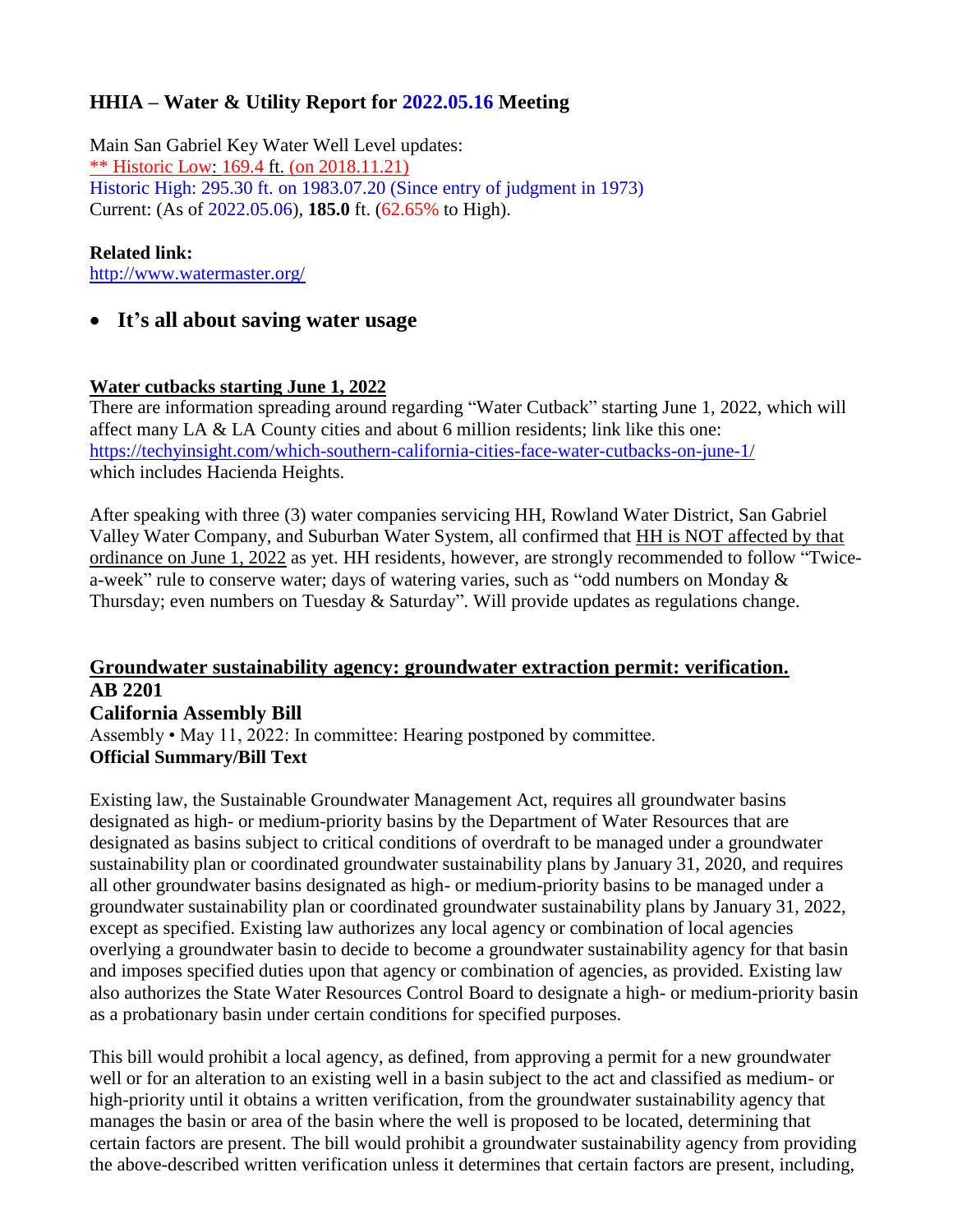## HHIA – Water & Utility Report for 2022.05.16 Meeting

Main San Gabriel Key Water Well Level updates:
** Historic Low: 169.4 ft. (on 2018.11.21)
Historic High: 295.30 ft. on 1983.07.20 (Since entry of judgment in 1973)
Current: (As of 2022.05.06), **185.0** ft. (62.65% to High).

**Related link:**
http://www.watermaster.org/

- **It's all about saving water usage**

### Water cutbacks starting June 1, 2022

There are information spreading around regarding "Water Cutback" starting June 1, 2022, which will affect many LA & LA County cities and about 6 million residents; link like this one: https://techyinsight.com/which-southern-california-cities-face-water-cutbacks-on-june-1/ which includes Hacienda Heights.

After speaking with three (3) water companies servicing HH, Rowland Water District, San Gabriel Valley Water Company, and Suburban Water System, all confirmed that HH is NOT affected by that ordinance on June 1, 2022 as yet. HH residents, however, are strongly recommended to follow "Twice-a-week" rule to conserve water; days of watering varies, such as "odd numbers on Monday & Thursday; even numbers on Tuesday & Saturday". Will provide updates as regulations change.

### Groundwater sustainability agency: groundwater extraction permit: verification.

**AB 2201**

**California Assembly Bill**

Assembly • May 11, 2022: In committee: Hearing postponed by committee.

**Official Summary/Bill Text**

Existing law, the Sustainable Groundwater Management Act, requires all groundwater basins designated as high- or medium-priority basins by the Department of Water Resources that are designated as basins subject to critical conditions of overdraft to be managed under a groundwater sustainability plan or coordinated groundwater sustainability plans by January 31, 2020, and requires all other groundwater basins designated as high- or medium-priority basins to be managed under a groundwater sustainability plan or coordinated groundwater sustainability plans by January 31, 2022, except as specified. Existing law authorizes any local agency or combination of local agencies overlying a groundwater basin to decide to become a groundwater sustainability agency for that basin and imposes specified duties upon that agency or combination of agencies, as provided. Existing law also authorizes the State Water Resources Control Board to designate a high- or medium-priority basin as a probationary basin under certain conditions for specified purposes.

This bill would prohibit a local agency, as defined, from approving a permit for a new groundwater well or for an alteration to an existing well in a basin subject to the act and classified as medium- or high-priority until it obtains a written verification, from the groundwater sustainability agency that manages the basin or area of the basin where the well is proposed to be located, determining that certain factors are present. The bill would prohibit a groundwater sustainability agency from providing the above-described written verification unless it determines that certain factors are present, including,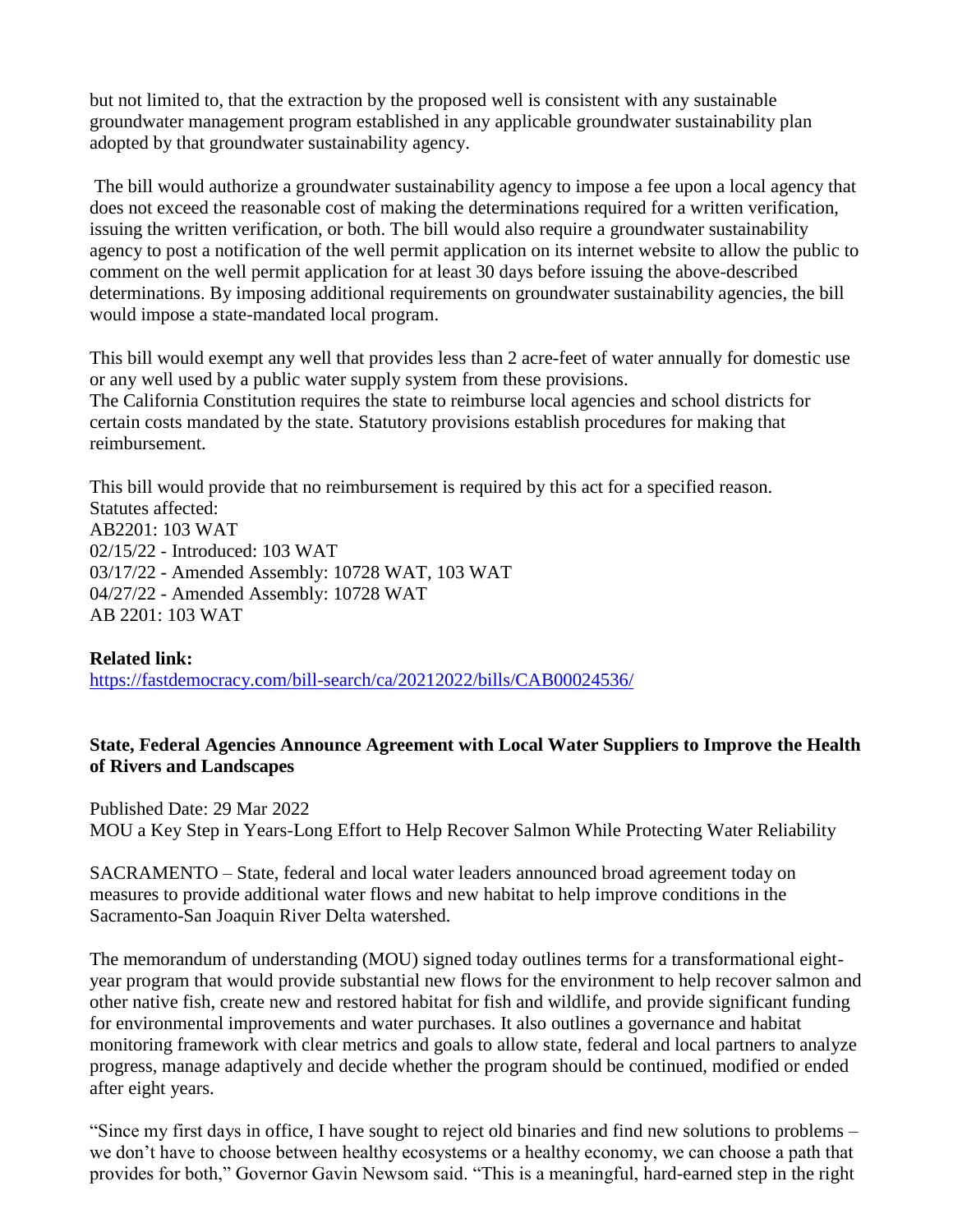but not limited to, that the extraction by the proposed well is consistent with any sustainable groundwater management program established in any applicable groundwater sustainability plan adopted by that groundwater sustainability agency.

The bill would authorize a groundwater sustainability agency to impose a fee upon a local agency that does not exceed the reasonable cost of making the determinations required for a written verification, issuing the written verification, or both. The bill would also require a groundwater sustainability agency to post a notification of the well permit application on its internet website to allow the public to comment on the well permit application for at least 30 days before issuing the above-described determinations. By imposing additional requirements on groundwater sustainability agencies, the bill would impose a state-mandated local program.

This bill would exempt any well that provides less than 2 acre-feet of water annually for domestic use or any well used by a public water supply system from these provisions.
The California Constitution requires the state to reimburse local agencies and school districts for certain costs mandated by the state. Statutory provisions establish procedures for making that reimbursement.

This bill would provide that no reimbursement is required by this act for a specified reason.
Statutes affected:
AB2201: 103 WAT
02/15/22 - Introduced: 103 WAT
03/17/22 - Amended Assembly: 10728 WAT, 103 WAT
04/27/22 - Amended Assembly: 10728 WAT
AB 2201: 103 WAT

**Related link:**
https://fastdemocracy.com/bill-search/ca/20212022/bills/CAB00024536/

**State, Federal Agencies Announce Agreement with Local Water Suppliers to Improve the Health of Rivers and Landscapes**

Published Date: 29 Mar 2022
MOU a Key Step in Years-Long Effort to Help Recover Salmon While Protecting Water Reliability

SACRAMENTO – State, federal and local water leaders announced broad agreement today on measures to provide additional water flows and new habitat to help improve conditions in the Sacramento-San Joaquin River Delta watershed.

The memorandum of understanding (MOU) signed today outlines terms for a transformational eight-year program that would provide substantial new flows for the environment to help recover salmon and other native fish, create new and restored habitat for fish and wildlife, and provide significant funding for environmental improvements and water purchases. It also outlines a governance and habitat monitoring framework with clear metrics and goals to allow state, federal and local partners to analyze progress, manage adaptively and decide whether the program should be continued, modified or ended after eight years.

"Since my first days in office, I have sought to reject old binaries and find new solutions to problems – we don't have to choose between healthy ecosystems or a healthy economy, we can choose a path that provides for both," Governor Gavin Newsom said. "This is a meaningful, hard-earned step in the right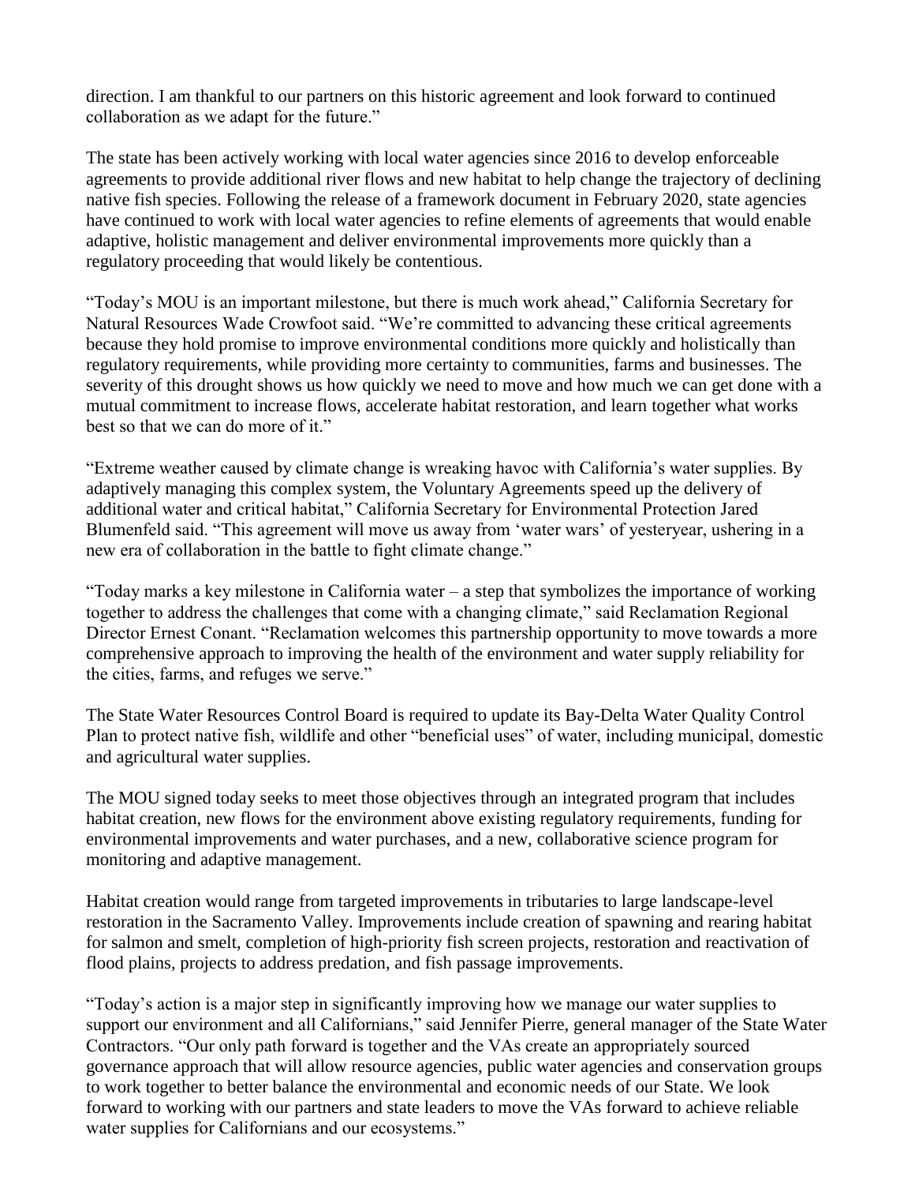direction. I am thankful to our partners on this historic agreement and look forward to continued collaboration as we adapt for the future."

The state has been actively working with local water agencies since 2016 to develop enforceable agreements to provide additional river flows and new habitat to help change the trajectory of declining native fish species. Following the release of a framework document in February 2020, state agencies have continued to work with local water agencies to refine elements of agreements that would enable adaptive, holistic management and deliver environmental improvements more quickly than a regulatory proceeding that would likely be contentious.

"Today's MOU is an important milestone, but there is much work ahead," California Secretary for Natural Resources Wade Crowfoot said. "We're committed to advancing these critical agreements because they hold promise to improve environmental conditions more quickly and holistically than regulatory requirements, while providing more certainty to communities, farms and businesses. The severity of this drought shows us how quickly we need to move and how much we can get done with a mutual commitment to increase flows, accelerate habitat restoration, and learn together what works best so that we can do more of it."

"Extreme weather caused by climate change is wreaking havoc with California's water supplies. By adaptively managing this complex system, the Voluntary Agreements speed up the delivery of additional water and critical habitat," California Secretary for Environmental Protection Jared Blumenfeld said. "This agreement will move us away from 'water wars' of yesteryear, ushering in a new era of collaboration in the battle to fight climate change."

"Today marks a key milestone in California water – a step that symbolizes the importance of working together to address the challenges that come with a changing climate," said Reclamation Regional Director Ernest Conant. "Reclamation welcomes this partnership opportunity to move towards a more comprehensive approach to improving the health of the environment and water supply reliability for the cities, farms, and refuges we serve."

The State Water Resources Control Board is required to update its Bay-Delta Water Quality Control Plan to protect native fish, wildlife and other "beneficial uses" of water, including municipal, domestic and agricultural water supplies.

The MOU signed today seeks to meet those objectives through an integrated program that includes habitat creation, new flows for the environment above existing regulatory requirements, funding for environmental improvements and water purchases, and a new, collaborative science program for monitoring and adaptive management.

Habitat creation would range from targeted improvements in tributaries to large landscape-level restoration in the Sacramento Valley. Improvements include creation of spawning and rearing habitat for salmon and smelt, completion of high-priority fish screen projects, restoration and reactivation of flood plains, projects to address predation, and fish passage improvements.

"Today's action is a major step in significantly improving how we manage our water supplies to support our environment and all Californians," said Jennifer Pierre, general manager of the State Water Contractors. "Our only path forward is together and the VAs create an appropriately sourced governance approach that will allow resource agencies, public water agencies and conservation groups to work together to better balance the environmental and economic needs of our State. We look forward to working with our partners and state leaders to move the VAs forward to achieve reliable water supplies for Californians and our ecosystems."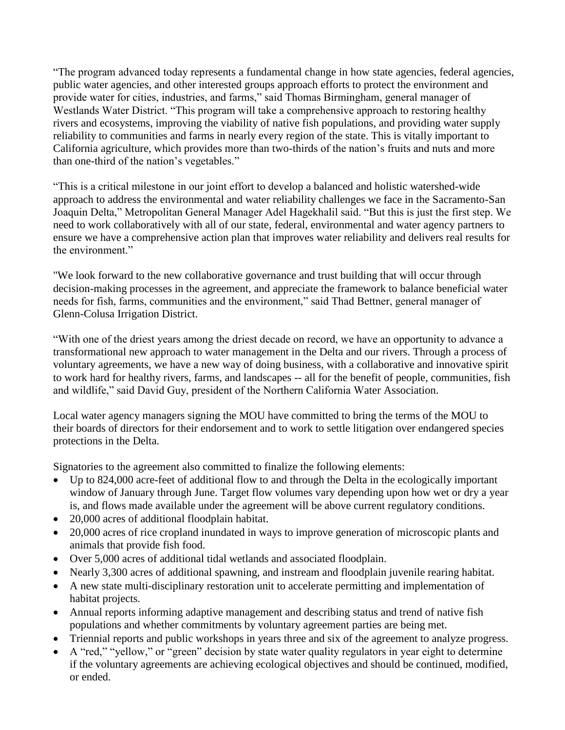"The program advanced today represents a fundamental change in how state agencies, federal agencies, public water agencies, and other interested groups approach efforts to protect the environment and provide water for cities, industries, and farms," said Thomas Birmingham, general manager of Westlands Water District. "This program will take a comprehensive approach to restoring healthy rivers and ecosystems, improving the viability of native fish populations, and providing water supply reliability to communities and farms in nearly every region of the state. This is vitally important to California agriculture, which provides more than two-thirds of the nation's fruits and nuts and more than one-third of the nation's vegetables."

"This is a critical milestone in our joint effort to develop a balanced and holistic watershed-wide approach to address the environmental and water reliability challenges we face in the Sacramento-San Joaquin Delta," Metropolitan General Manager Adel Hagekhalil said. "But this is just the first step. We need to work collaboratively with all of our state, federal, environmental and water agency partners to ensure we have a comprehensive action plan that improves water reliability and delivers real results for the environment."

"We look forward to the new collaborative governance and trust building that will occur through decision-making processes in the agreement, and appreciate the framework to balance beneficial water needs for fish, farms, communities and the environment," said Thad Bettner, general manager of Glenn-Colusa Irrigation District.

"With one of the driest years among the driest decade on record, we have an opportunity to advance a transformational new approach to water management in the Delta and our rivers. Through a process of voluntary agreements, we have a new way of doing business, with a collaborative and innovative spirit to work hard for healthy rivers, farms, and landscapes -- all for the benefit of people, communities, fish and wildlife," said David Guy, president of the Northern California Water Association.

Local water agency managers signing the MOU have committed to bring the terms of the MOU to their boards of directors for their endorsement and to work to settle litigation over endangered species protections in the Delta.

Signatories to the agreement also committed to finalize the following elements:

- Up to 824,000 acre-feet of additional flow to and through the Delta in the ecologically important window of January through June. Target flow volumes vary depending upon how wet or dry a year is, and flows made available under the agreement will be above current regulatory conditions.
- 20,000 acres of additional floodplain habitat.
- 20,000 acres of rice cropland inundated in ways to improve generation of microscopic plants and animals that provide fish food.
- Over 5,000 acres of additional tidal wetlands and associated floodplain.
- Nearly 3,300 acres of additional spawning, and instream and floodplain juvenile rearing habitat.
- A new state multi-disciplinary restoration unit to accelerate permitting and implementation of habitat projects.
- Annual reports informing adaptive management and describing status and trend of native fish populations and whether commitments by voluntary agreement parties are being met.
- Triennial reports and public workshops in years three and six of the agreement to analyze progress.
- A "red," "yellow," or "green" decision by state water quality regulators in year eight to determine if the voluntary agreements are achieving ecological objectives and should be continued, modified, or ended.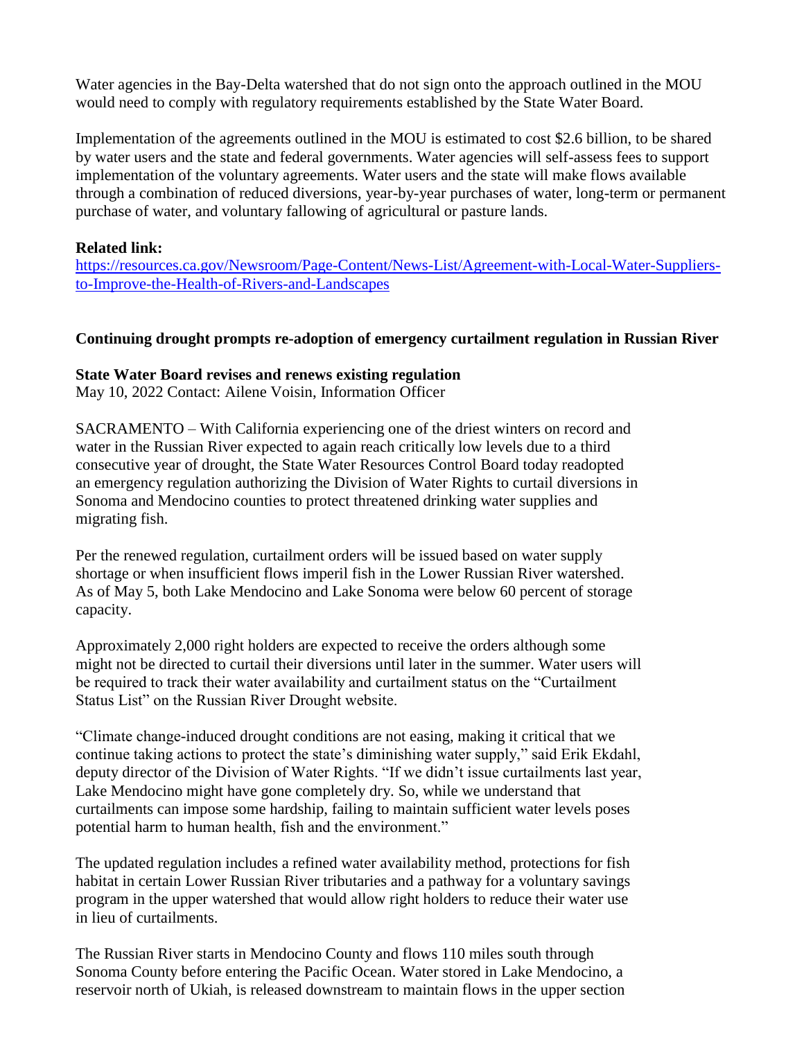Water agencies in the Bay-Delta watershed that do not sign onto the approach outlined in the MOU would need to comply with regulatory requirements established by the State Water Board.

Implementation of the agreements outlined in the MOU is estimated to cost $2.6 billion, to be shared by water users and the state and federal governments. Water agencies will self-assess fees to support implementation of the voluntary agreements. Water users and the state will make flows available through a combination of reduced diversions, year-by-year purchases of water, long-term or permanent purchase of water, and voluntary fallowing of agricultural or pasture lands.

**Related link:**
[https://resources.ca.gov/Newsroom/Page-Content/News-List/Agreement-with-Local-Water-Suppliers-to-Improve-the-Health-of-Rivers-and-Landscapes](https://resources.ca.gov/Newsroom/Page-Content/News-List/Agreement-with-Local-Water-Suppliers-to-Improve-the-Health-of-Rivers-and-Landscapes)

**Continuing drought prompts re-adoption of emergency curtailment regulation in Russian River**

**State Water Board revises and renews existing regulation**
May 10, 2022 Contact: Ailene Voisin, Information Officer

SACRAMENTO – With California experiencing one of the driest winters on record and water in the Russian River expected to again reach critically low levels due to a third consecutive year of drought, the State Water Resources Control Board today readopted an emergency regulation authorizing the Division of Water Rights to curtail diversions in Sonoma and Mendocino counties to protect threatened drinking water supplies and migrating fish.

Per the renewed regulation, curtailment orders will be issued based on water supply shortage or when insufficient flows imperil fish in the Lower Russian River watershed. As of May 5, both Lake Mendocino and Lake Sonoma were below 60 percent of storage capacity.

Approximately 2,000 right holders are expected to receive the orders although some might not be directed to curtail their diversions until later in the summer. Water users will be required to track their water availability and curtailment status on the "Curtailment Status List" on the Russian River Drought website.

"Climate change-induced drought conditions are not easing, making it critical that we continue taking actions to protect the state's diminishing water supply," said Erik Ekdahl, deputy director of the Division of Water Rights. "If we didn't issue curtailments last year, Lake Mendocino might have gone completely dry. So, while we understand that curtailments can impose some hardship, failing to maintain sufficient water levels poses potential harm to human health, fish and the environment."

The updated regulation includes a refined water availability method, protections for fish habitat in certain Lower Russian River tributaries and a pathway for a voluntary savings program in the upper watershed that would allow right holders to reduce their water use in lieu of curtailments.

The Russian River starts in Mendocino County and flows 110 miles south through Sonoma County before entering the Pacific Ocean. Water stored in Lake Mendocino, a reservoir north of Ukiah, is released downstream to maintain flows in the upper section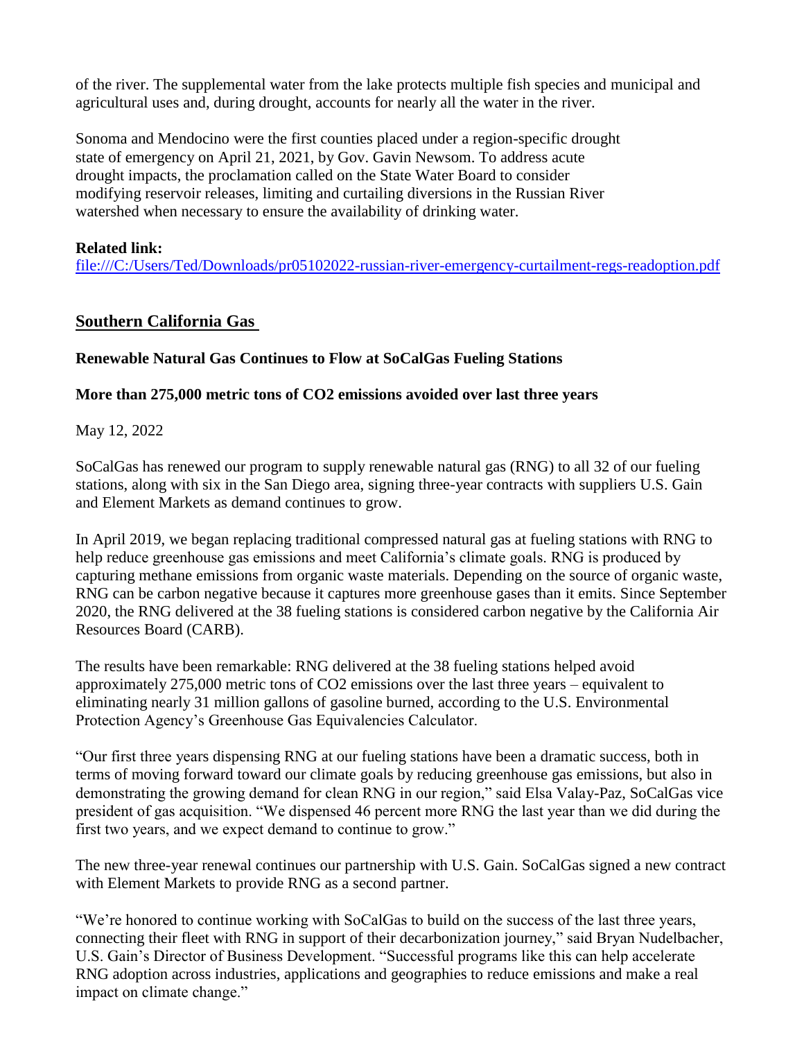of the river. The supplemental water from the lake protects multiple fish species and municipal and agricultural uses and, during drought, accounts for nearly all the water in the river.

Sonoma and Mendocino were the first counties placed under a region-specific drought state of emergency on April 21, 2021, by Gov. Gavin Newsom. To address acute drought impacts, the proclamation called on the State Water Board to consider modifying reservoir releases, limiting and curtailing diversions in the Russian River watershed when necessary to ensure the availability of drinking water.

**Related link:**
[file:///C:/Users/Ted/Downloads/pr05102022-russian-river-emergency-curtailment-regs-readoption.pdf](file:///C:/Users/Ted/Downloads/pr05102022-russian-river-emergency-curtailment-regs-readoption.pdf)

## Southern California Gas

**Renewable Natural Gas Continues to Flow at SoCalGas Fueling Stations**

**More than 275,000 metric tons of $CO_2$ emissions avoided over last three years**

May 12, 2022

SoCalGas has renewed our program to supply renewable natural gas (RNG) to all 32 of our fueling stations, along with six in the San Diego area, signing three-year contracts with suppliers U.S. Gain and Element Markets as demand continues to grow.

In April 2019, we began replacing traditional compressed natural gas at fueling stations with RNG to help reduce greenhouse gas emissions and meet California's climate goals. RNG is produced by capturing methane emissions from organic waste materials. Depending on the source of organic waste, RNG can be carbon negative because it captures more greenhouse gases than it emits. Since September 2020, the RNG delivered at the 38 fueling stations is considered carbon negative by the California Air Resources Board (CARB).

The results have been remarkable: RNG delivered at the 38 fueling stations helped avoid approximately 275,000 metric tons of $CO_2$ emissions over the last three years – equivalent to eliminating nearly 31 million gallons of gasoline burned, according to the U.S. Environmental Protection Agency's Greenhouse Gas Equivalencies Calculator.

"Our first three years dispensing RNG at our fueling stations have been a dramatic success, both in terms of moving forward toward our climate goals by reducing greenhouse gas emissions, but also in demonstrating the growing demand for clean RNG in our region," said Elsa Valay-Paz, SoCalGas vice president of gas acquisition. "We dispensed 46 percent more RNG the last year than we did during the first two years, and we expect demand to continue to grow."

The new three-year renewal continues our partnership with U.S. Gain. SoCalGas signed a new contract with Element Markets to provide RNG as a second partner.

"We're honored to continue working with SoCalGas to build on the success of the last three years, connecting their fleet with RNG in support of their decarbonization journey," said Bryan Nudelbacher, U.S. Gain's Director of Business Development. "Successful programs like this can help accelerate RNG adoption across industries, applications and geographies to reduce emissions and make a real impact on climate change."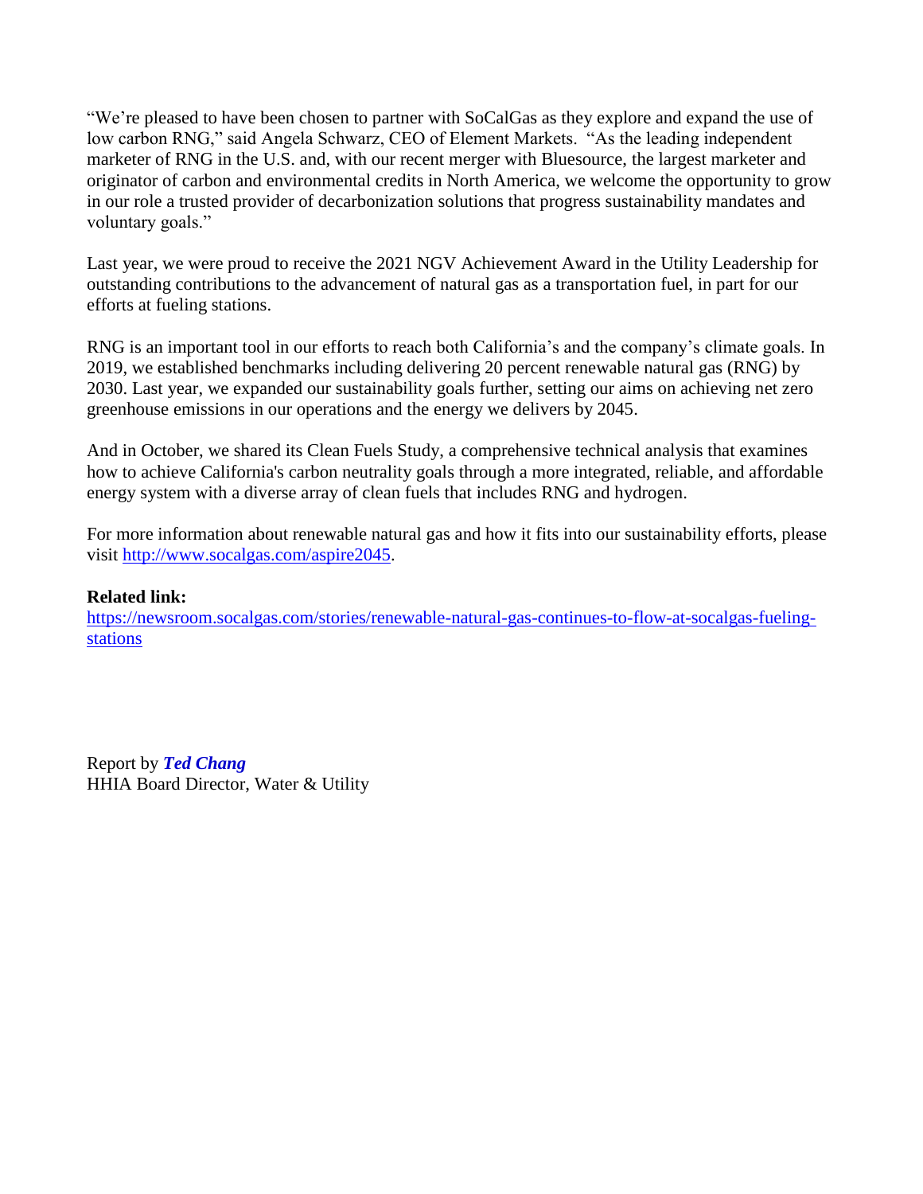"We're pleased to have been chosen to partner with SoCalGas as they explore and expand the use of low carbon RNG," said Angela Schwarz, CEO of Element Markets. "As the leading independent marketer of RNG in the U.S. and, with our recent merger with Bluesource, the largest marketer and originator of carbon and environmental credits in North America, we welcome the opportunity to grow in our role a trusted provider of decarbonization solutions that progress sustainability mandates and voluntary goals."

Last year, we were proud to receive the 2021 NGV Achievement Award in the Utility Leadership for outstanding contributions to the advancement of natural gas as a transportation fuel, in part for our efforts at fueling stations.

RNG is an important tool in our efforts to reach both California's and the company's climate goals. In 2019, we established benchmarks including delivering 20 percent renewable natural gas (RNG) by 2030. Last year, we expanded our sustainability goals further, setting our aims on achieving net zero greenhouse emissions in our operations and the energy we delivers by 2045.

And in October, we shared its Clean Fuels Study, a comprehensive technical analysis that examines how to achieve California's carbon neutrality goals through a more integrated, reliable, and affordable energy system with a diverse array of clean fuels that includes RNG and hydrogen.

For more information about renewable natural gas and how it fits into our sustainability efforts, please visit [http://www.socalgas.com/aspire2045](http://www.socalgas.com/aspire2045).

**Related link:**
[https://newsroom.socalgas.com/stories/renewable-natural-gas-continues-to-flow-at-socalgas-fueling-stations](https://newsroom.socalgas.com/stories/renewable-natural-gas-continues-to-flow-at-socalgas-fueling-stations)

Report by ***Ted Chang***
HHIA Board Director, Water & Utility